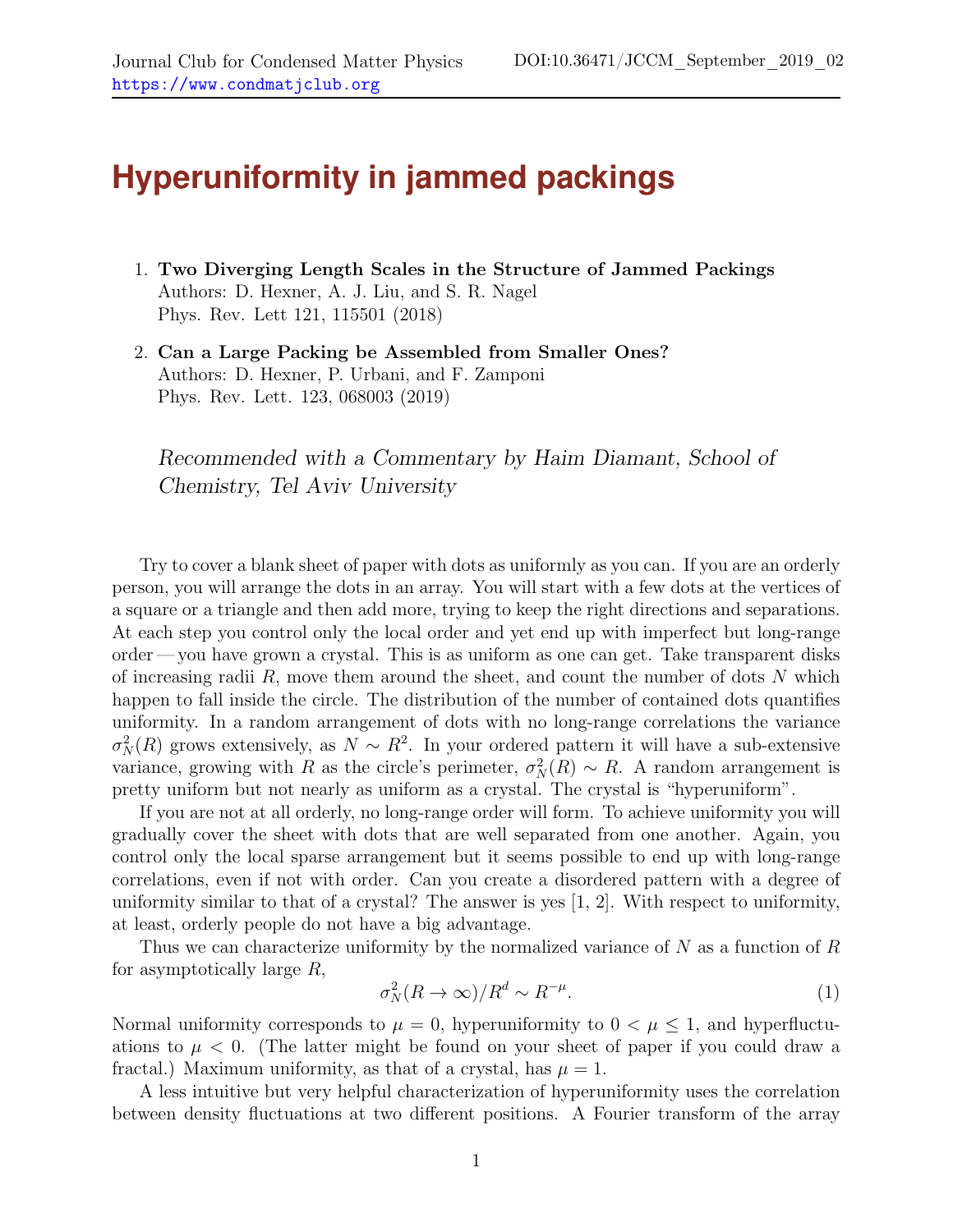# Hyperuniformity in jammed packings

1. **Two Diverging Length Scales in the Structure of Jammed Packings**
   Authors: D. Hexner, A. J. Liu, and S. R. Nagel
   Phys. Rev. Lett 121, 115501 (2018)

2. **Can a Large Packing be Assembled from Smaller Ones?**
   Authors: D. Hexner, P. Urbani, and F. Zamponi
   Phys. Rev. Lett. 123, 068003 (2019)

*Recommended with a Commentary by Haim Diamant, School of Chemistry, Tel Aviv University*

Try to cover a blank sheet of paper with dots as uniformly as you can. If you are an orderly person, you will arrange the dots in an array. You will start with a few dots at the vertices of a square or a triangle and then add more, trying to keep the right directions and separations. At each step you control only the local order and yet end up with imperfect but long-range order — you have grown a crystal. This is as uniform as one can get. Take transparent disks of increasing radii $R$, move them around the sheet, and count the number of dots $N$ which happen to fall inside the circle. The distribution of the number of contained dots quantifies uniformity. In a random arrangement of dots with no long-range correlations the variance $\sigma_N^2(R)$ grows extensively, as $N \sim R^2$. In your ordered pattern it will have a sub-extensive variance, growing with $R$ as the circle's perimeter, $\sigma_N^2(R) \sim R$. A random arrangement is pretty uniform but not nearly as uniform as a crystal. The crystal is "hyperuniform".

If you are not at all orderly, no long-range order will form. To achieve uniformity you will gradually cover the sheet with dots that are well separated from one another. Again, you control only the local sparse arrangement but it seems possible to end up with long-range correlations, even if not with order. Can you create a disordered pattern with a degree of uniformity similar to that of a crystal? The answer is yes [1, 2]. With respect to uniformity, at least, orderly people do not have a big advantage.

Thus we can characterize uniformity by the normalized variance of $N$ as a function of $R$ for asymptotically large $R$,

$$\sigma_N^2(R \to \infty)/R^d \sim R^{-\mu}. \tag{1}$$

Normal uniformity corresponds to $\mu = 0$, hyperuniformity to $0 < \mu \leq 1$, and hyperfluctuations to $\mu < 0$. (The latter might be found on your sheet of paper if you could draw a fractal.) Maximum uniformity, as that of a crystal, has $\mu = 1$.

A less intuitive but very helpful characterization of hyperuniformity uses the correlation between density fluctuations at two different positions. A Fourier transform of the array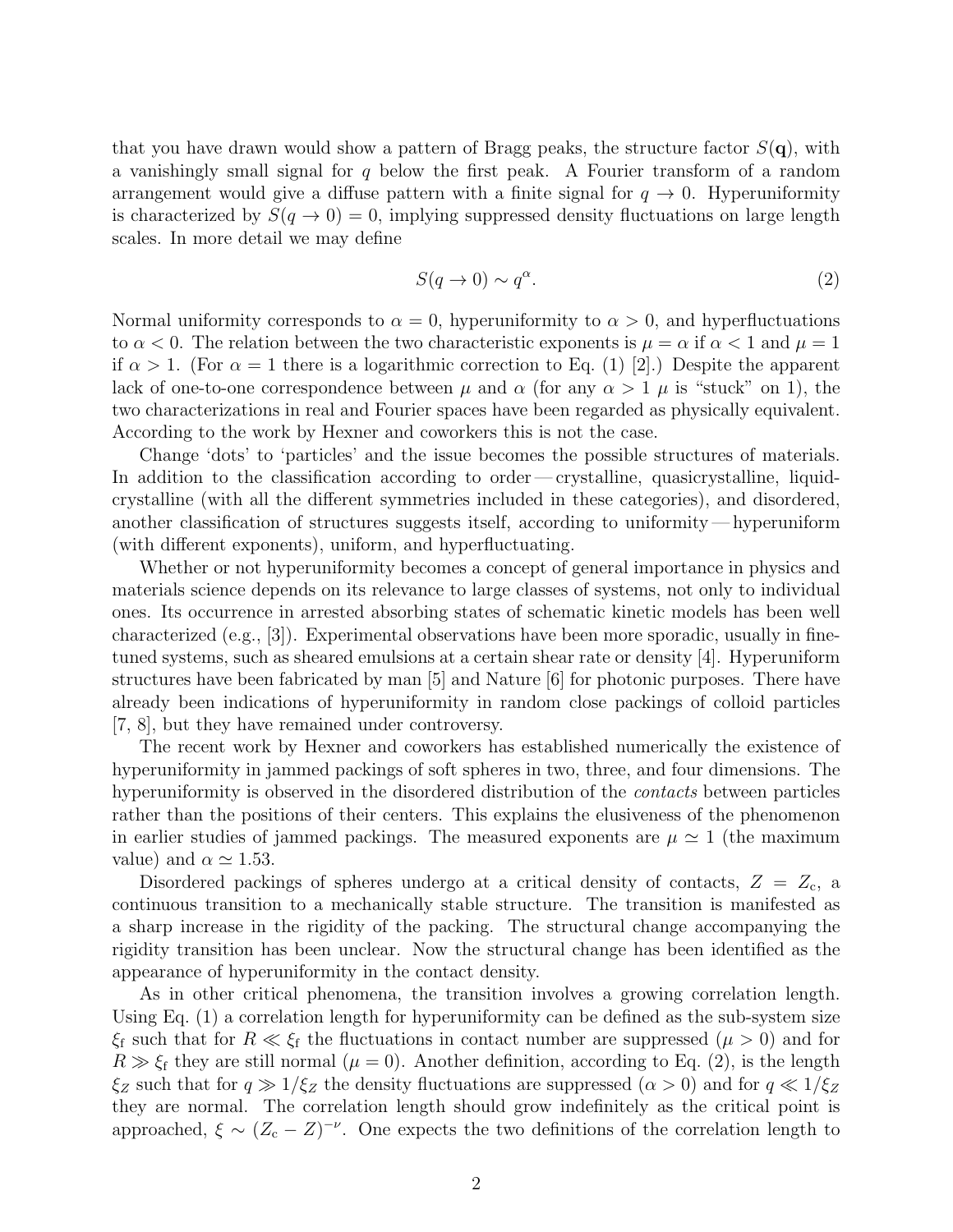that you have drawn would show a pattern of Bragg peaks, the structure factor $S(\mathbf{q})$, with a vanishingly small signal for $q$ below the first peak. A Fourier transform of a random arrangement would give a diffuse pattern with a finite signal for $q \to 0$. Hyperuniformity is characterized by $S(q \to 0) = 0$, implying suppressed density fluctuations on large length scales. In more detail we may define

$$S(q \to 0) \sim q^{\alpha}. \tag{2}$$

Normal uniformity corresponds to $\alpha = 0$, hyperuniformity to $\alpha > 0$, and hyperfluctuations to $\alpha < 0$. The relation between the two characteristic exponents is $\mu = \alpha$ if $\alpha < 1$ and $\mu = 1$ if $\alpha > 1$. (For $\alpha = 1$ there is a logarithmic correction to Eq. (1) [2].) Despite the apparent lack of one-to-one correspondence between $\mu$ and $\alpha$ (for any $\alpha > 1$ $\mu$ is "stuck" on 1), the two characterizations in real and Fourier spaces have been regarded as physically equivalent. According to the work by Hexner and coworkers this is not the case.

Change 'dots' to 'particles' and the issue becomes the possible structures of materials. In addition to the classification according to order — crystalline, quasicrystalline, liquid-crystalline (with all the different symmetries included in these categories), and disordered, another classification of structures suggests itself, according to uniformity — hyperuniform (with different exponents), uniform, and hyperfluctuating.

Whether or not hyperuniformity becomes a concept of general importance in physics and materials science depends on its relevance to large classes of systems, not only to individual ones. Its occurrence in arrested absorbing states of schematic kinetic models has been well characterized (e.g., [3]). Experimental observations have been more sporadic, usually in fine-tuned systems, such as sheared emulsions at a certain shear rate or density [4]. Hyperuniform structures have been fabricated by man [5] and Nature [6] for photonic purposes. There have already been indications of hyperuniformity in random close packings of colloid particles [7, 8], but they have remained under controversy.

The recent work by Hexner and coworkers has established numerically the existence of hyperuniformity in jammed packings of soft spheres in two, three, and four dimensions. The hyperuniformity is observed in the disordered distribution of the *contacts* between particles rather than the positions of their centers. This explains the elusiveness of the phenomenon in earlier studies of jammed packings. The measured exponents are $\mu \simeq 1$ (the maximum value) and $\alpha \simeq 1.53$.

Disordered packings of spheres undergo at a critical density of contacts, $Z = Z_{\mathrm{c}}$, a continuous transition to a mechanically stable structure. The transition is manifested as a sharp increase in the rigidity of the packing. The structural change accompanying the rigidity transition has been unclear. Now the structural change has been identified as the appearance of hyperuniformity in the contact density.

As in other critical phenomena, the transition involves a growing correlation length. Using Eq. (1) a correlation length for hyperuniformity can be defined as the sub-system size $\xi_{\mathrm{f}}$ such that for $R \ll \xi_{\mathrm{f}}$ the fluctuations in contact number are suppressed ($\mu > 0$) and for $R \gg \xi_{\mathrm{f}}$ they are still normal ($\mu = 0$). Another definition, according to Eq. (2), is the length $\xi_Z$ such that for $q \gg 1/\xi_Z$ the density fluctuations are suppressed ($\alpha > 0$) and for $q \ll 1/\xi_Z$ they are normal. The correlation length should grow indefinitely as the critical point is approached, $\xi \sim (Z_{\mathrm{c}} - Z)^{-\nu}$. One expects the two definitions of the correlation length to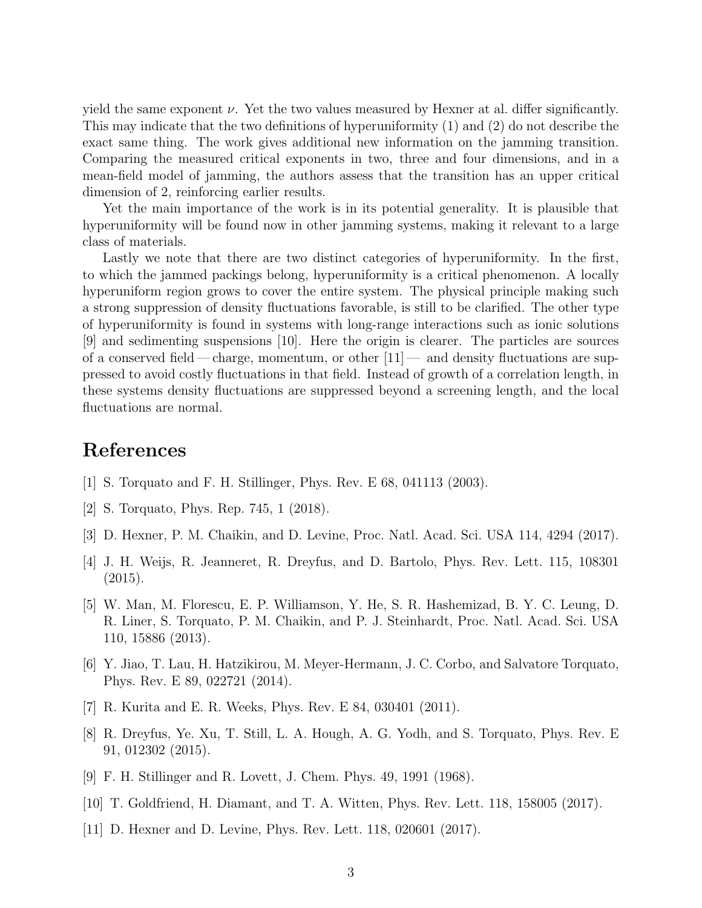yield the same exponent $\nu$. Yet the two values measured by Hexner at al. differ significantly. This may indicate that the two definitions of hyperuniformity (1) and (2) do not describe the exact same thing. The work gives additional new information on the jamming transition. Comparing the measured critical exponents in two, three and four dimensions, and in a mean-field model of jamming, the authors assess that the transition has an upper critical dimension of 2, reinforcing earlier results.

Yet the main importance of the work is in its potential generality. It is plausible that hyperuniformity will be found now in other jamming systems, making it relevant to a large class of materials.

Lastly we note that there are two distinct categories of hyperuniformity. In the first, to which the jammed packings belong, hyperuniformity is a critical phenomenon. A locally hyperuniform region grows to cover the entire system. The physical principle making such a strong suppression of density fluctuations favorable, is still to be clarified. The other type of hyperuniformity is found in systems with long-range interactions such as ionic solutions [9] and sedimenting suspensions [10]. Here the origin is clearer. The particles are sources of a conserved field — charge, momentum, or other [11] — and density fluctuations are suppressed to avoid costly fluctuations in that field. Instead of growth of a correlation length, in these systems density fluctuations are suppressed beyond a screening length, and the local fluctuations are normal.

# References

[1] S. Torquato and F. H. Stillinger, Phys. Rev. E 68, 041113 (2003).

[2] S. Torquato, Phys. Rep. 745, 1 (2018).

[3] D. Hexner, P. M. Chaikin, and D. Levine, Proc. Natl. Acad. Sci. USA 114, 4294 (2017).

[4] J. H. Weijs, R. Jeanneret, R. Dreyfus, and D. Bartolo, Phys. Rev. Lett. 115, 108301 (2015).

[5] W. Man, M. Florescu, E. P. Williamson, Y. He, S. R. Hashemizad, B. Y. C. Leung, D. R. Liner, S. Torquato, P. M. Chaikin, and P. J. Steinhardt, Proc. Natl. Acad. Sci. USA 110, 15886 (2013).

[6] Y. Jiao, T. Lau, H. Hatzikirou, M. Meyer-Hermann, J. C. Corbo, and Salvatore Torquato, Phys. Rev. E 89, 022721 (2014).

[7] R. Kurita and E. R. Weeks, Phys. Rev. E 84, 030401 (2011).

[8] R. Dreyfus, Ye. Xu, T. Still, L. A. Hough, A. G. Yodh, and S. Torquato, Phys. Rev. E 91, 012302 (2015).

[9] F. H. Stillinger and R. Lovett, J. Chem. Phys. 49, 1991 (1968).

[10] T. Goldfriend, H. Diamant, and T. A. Witten, Phys. Rev. Lett. 118, 158005 (2017).

[11] D. Hexner and D. Levine, Phys. Rev. Lett. 118, 020601 (2017).